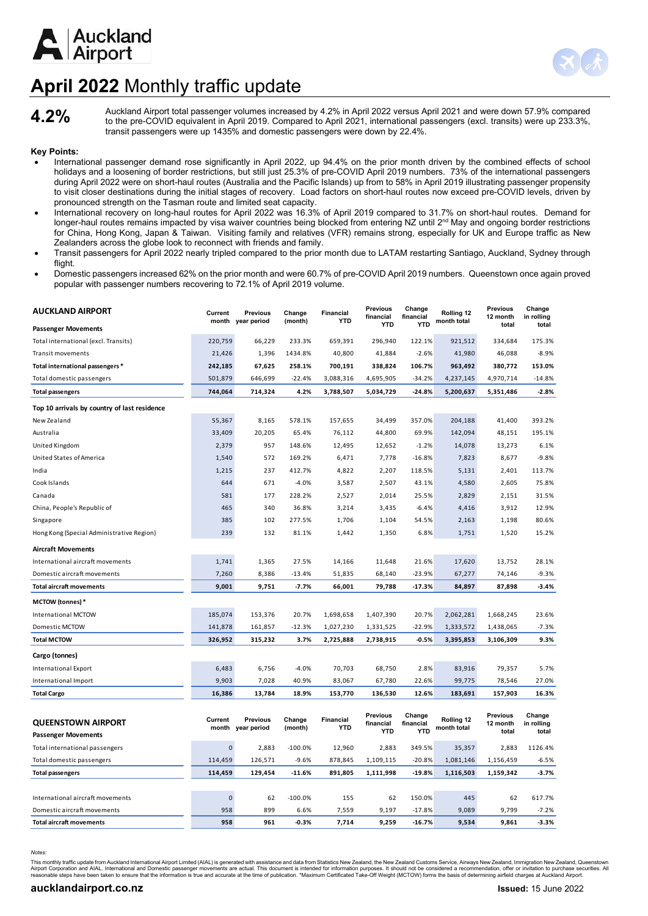# April 2022 Monthly traffic update

**4.2%**

Auckland Airport total passenger volumes increased by 4.2% in April 2022 versus April 2021 and were down 57.9% compared to the pre-COVID equivalent in April 2019. Compared to April 2021, international passengers (excl. transits) were up 233.3%, transit passengers were up 1435% and domestic passengers were down by 22.4%.

**Key Points:**

- International passenger demand rose significantly in April 2022, up 94.4% on the prior month driven by the combined effects of school holidays and a loosening of border restrictions, but still just 25.3% of pre-COVID April 2019 numbers. 73% of the international passengers during April 2022 were on short-haul routes (Australia and the Pacific Islands) up from to 58% in April 2019 illustrating passenger propensity to visit closer destinations during the initial stages of recovery. Load factors on short-haul routes now exceed pre-COVID levels, driven by pronounced strength on the Tasman route and limited seat capacity.
- International recovery on long-haul routes for April 2022 was 16.3% of April 2019 compared to 31.7% on short-haul routes. Demand for longer-haul routes remains impacted by visa waiver countries being blocked from entering NZ until 2nd May and ongoing border restrictions for China, Hong Kong, Japan & Taiwan. Visiting family and relatives (VFR) remains strong, especially for UK and Europe traffic as New Zealanders across the globe look to reconnect with friends and family.
- Transit passengers for April 2022 nearly tripled compared to the prior month due to LATAM restarting Santiago, Auckland, Sydney through flight.
- Domestic passengers increased 62% on the prior month and were 60.7% of pre-COVID April 2019 numbers. Queenstown once again proved popular with passenger numbers recovering to 72.1% of April 2019 volume.

| AUCKLAND AIRPORT | Current month | Previous year period | Change (month) | Financial YTD | Previous financial YTD | Change financial YTD | Rolling 12 month total | Previous 12 month total | Change in rolling total |
|---|---|---|---|---|---|---|---|---|---|
| **Passenger Movements** | | | | | | | | | |
| Total international (excl. Transits) | 220,759 | 66,229 | 233.3% | 659,391 | 296,940 | 122.1% | 921,512 | 334,684 | 175.3% |
| Transit movements | 21,426 | 1,396 | 1434.8% | 40,800 | 41,884 | -2.6% | 41,980 | 46,088 | -8.9% |
| **Total international passengers *** | **242,185** | **67,625** | **258.1%** | **700,191** | **338,824** | **106.7%** | **963,492** | **380,772** | **153.0%** |
| Total domestic passengers | 501,879 | 646,699 | -22.4% | 3,088,316 | 4,695,905 | -34.2% | 4,237,145 | 4,970,714 | -14.8% |
| **Total passengers** | **744,064** | **714,324** | **4.2%** | **3,788,507** | **5,034,729** | **-24.8%** | **5,200,637** | **5,351,486** | **-2.8%** |
| **Top 10 arrivals by country of last residence** | | | | | | | | | |
| New Zealand | 55,367 | 8,165 | 578.1% | 157,655 | 34,499 | 357.0% | 204,188 | 41,400 | 393.2% |
| Australia | 33,409 | 20,205 | 65.4% | 76,112 | 44,800 | 69.9% | 142,094 | 48,151 | 195.1% |
| United Kingdom | 2,379 | 957 | 148.6% | 12,495 | 12,652 | -1.2% | 14,078 | 13,273 | 6.1% |
| United States of America | 1,540 | 572 | 169.2% | 6,471 | 7,778 | -16.8% | 7,823 | 8,677 | -9.8% |
| India | 1,215 | 237 | 412.7% | 4,822 | 2,207 | 118.5% | 5,131 | 2,401 | 113.7% |
| Cook Islands | 644 | 671 | -4.0% | 3,587 | 2,507 | 43.1% | 4,580 | 2,605 | 75.8% |
| Canada | 581 | 177 | 228.2% | 2,527 | 2,014 | 25.5% | 2,829 | 2,151 | 31.5% |
| China, People's Republic of | 465 | 340 | 36.8% | 3,214 | 3,435 | -6.4% | 4,416 | 3,912 | 12.9% |
| Singapore | 385 | 102 | 277.5% | 1,706 | 1,104 | 54.5% | 2,163 | 1,198 | 80.6% |
| Hong Kong (Special Administrative Region) | 239 | 132 | 81.1% | 1,442 | 1,350 | 6.8% | 1,751 | 1,520 | 15.2% |
| **Aircraft Movements** | | | | | | | | | |
| International aircraft movements | 1,741 | 1,365 | 27.5% | 14,166 | 11,648 | 21.6% | 17,620 | 13,752 | 28.1% |
| Domestic aircraft movements | 7,260 | 8,386 | -13.4% | 51,835 | 68,140 | -23.9% | 67,277 | 74,146 | -9.3% |
| **Total aircraft movements** | **9,001** | **9,751** | **-7.7%** | **66,001** | **79,788** | **-17.3%** | **84,897** | **87,898** | **-3.4%** |
| **MCTOW (tonnes) *** | | | | | | | | | |
| International MCTOW | 185,074 | 153,376 | 20.7% | 1,698,658 | 1,407,390 | 20.7% | 2,062,281 | 1,668,245 | 23.6% |
| Domestic MCTOW | 141,878 | 161,857 | -12.3% | 1,027,230 | 1,331,525 | -22.9% | 1,333,572 | 1,438,065 | -7.3% |
| **Total MCTOW** | **326,952** | **315,232** | **3.7%** | **2,725,888** | **2,738,915** | **-0.5%** | **3,395,853** | **3,106,309** | **9.3%** |
| **Cargo (tonnes)** | | | | | | | | | |
| International Export | 6,483 | 6,756 | -4.0% | 70,703 | 68,750 | 2.8% | 83,916 | 79,357 | 5.7% |
| International Import | 9,903 | 7,028 | 40.9% | 83,067 | 67,780 | 22.6% | 99,775 | 78,546 | 27.0% |
| **Total Cargo** | **16,386** | **13,784** | **18.9%** | **153,770** | **136,530** | **12.6%** | **183,691** | **157,903** | **16.3%** |

| QUEENSTOWN AIRPORT | Current month | Previous year period | Change (month) | Financial YTD | Previous financial YTD | Change financial YTD | Rolling 12 month total | Previous 12 month total | Change in rolling total |
|---|---|---|---|---|---|---|---|---|---|
| **Passenger Movements** | | | | | | | | | |
| Total international passengers | 0 | 2,883 | -100.0% | 12,960 | 2,883 | 349.5% | 35,357 | 2,883 | 1126.4% |
| Total domestic passengers | 114,459 | 126,571 | -9.6% | 878,845 | 1,109,115 | -20.8% | 1,081,146 | 1,156,459 | -6.5% |
| **Total passengers** | **114,459** | **129,454** | **-11.6%** | **891,805** | **1,111,998** | **-19.8%** | **1,116,503** | **1,159,342** | **-3.7%** |
| | | | | | | | | | |
| International aircraft movements | 0 | 62 | -100.0% | 155 | 62 | 150.0% | 445 | 62 | 617.7% |
| Domestic aircraft movements | 958 | 899 | 6.6% | 7,559 | 9,197 | -17.8% | 9,089 | 9,799 | -7.2% |
| **Total aircraft movements** | **958** | **961** | **-0.3%** | **7,714** | **9,259** | **-16.7%** | **9,534** | **9,861** | **-3.3%** |

*Notes:*

This monthly traffic update from Auckland International Airport Limited (AIAL) is generated with assistance and data from Statistics New Zealand, the New Zealand Customs Service, Airways New Zealand, Immigration New Zealand, Queenstown Airport Corporation and AIAL. International and Domestic passenger movements are actual. This document is intended for information purposes. It should not be considered a recommendation, offer or invitation to purchase securities. All reasonable steps have been taken to ensure that the information is true and accurate at the time of publication. *Maximum Certificated Take-Off Weight (MCTOW) forms the basis of determining airfield charges at Auckland Airport.

**aucklandairport.co.nz**

**Issued:** 15 June 2022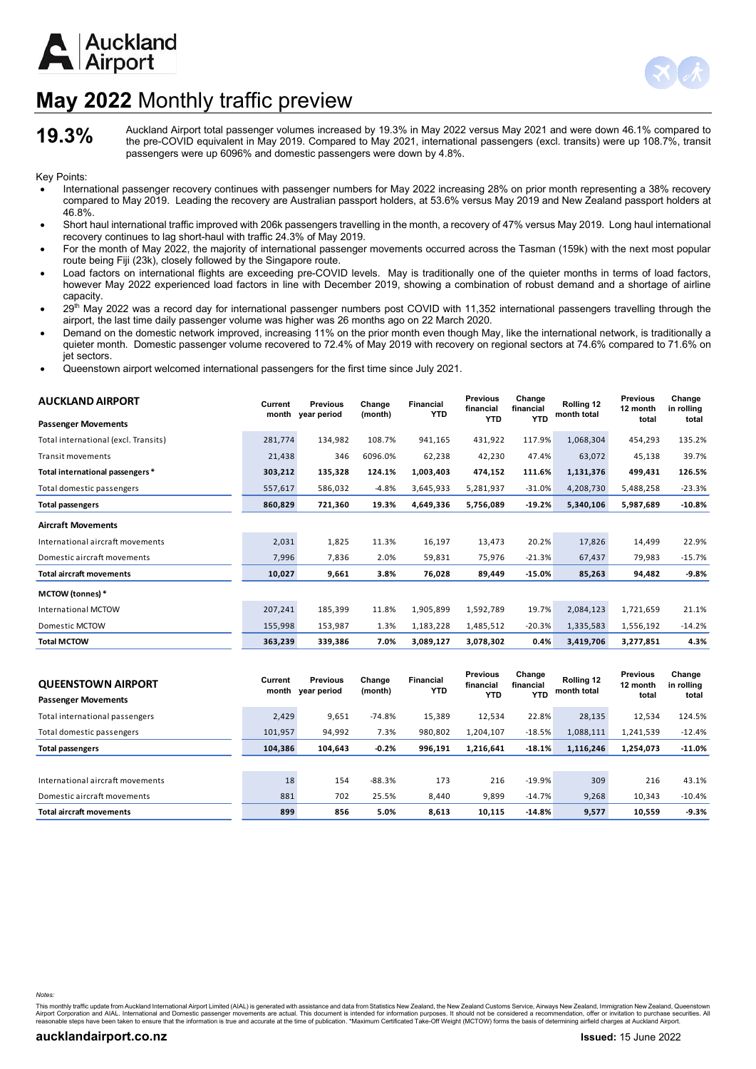# **May 2022** Monthly traffic preview

**19.3%** Auckland Airport total passenger volumes increased by 19.3% in May 2022 versus May 2021 and were down 46.1% compared to the pre-COVID equivalent in May 2019. Compared to May 2021, international passengers (excl. transits) were up 108.7%, transit passengers were up 6096% and domestic passengers were down by 4.8%.

Key Points:

- International passenger recovery continues with passenger numbers for May 2022 increasing 28% on prior month representing a 38% recovery compared to May 2019. Leading the recovery are Australian passport holders, at 53.6% versus May 2019 and New Zealand passport holders at 46.8%.
- Short haul international traffic improved with 206k passengers travelling in the month, a recovery of 47% versus May 2019. Long haul international recovery continues to lag short-haul with traffic 24.3% of May 2019.
- For the month of May 2022, the majority of international passenger movements occurred across the Tasman (159k) with the next most popular route being Fiji (23k), closely followed by the Singapore route.
- Load factors on international flights are exceeding pre-COVID levels. May is traditionally one of the quieter months in terms of load factors, however May 2022 experienced load factors in line with December 2019, showing a combination of robust demand and a shortage of airline capacity.
- 29th May 2022 was a record day for international passenger numbers post COVID with 11,352 international passengers travelling through the airport, the last time daily passenger volume was higher was 26 months ago on 22 March 2020.
- Demand on the domestic network improved, increasing 11% on the prior month even though May, like the international network, is traditionally a quieter month. Domestic passenger volume recovered to 72.4% of May 2019 with recovery on regional sectors at 74.6% compared to 71.6% on jet sectors.
- Queenstown airport welcomed international passengers for the first time since July 2021.

| **AUCKLAND AIRPORT** | Current month | Previous year period | Change (month) | Financial YTD | Previous financial YTD | Change financial YTD | Rolling 12 month total | Previous 12 month total | Change in rolling total |
|---|---|---|---|---|---|---|---|---|---|
| **Passenger Movements** | | | | | | | | | |
| Total international (excl. Transits) | 281,774 | 134,982 | 108.7% | 941,165 | 431,922 | 117.9% | 1,068,304 | 454,293 | 135.2% |
| Transit movements | 21,438 | 346 | 6096.0% | 62,238 | 42,230 | 47.4% | 63,072 | 45,138 | 39.7% |
| **Total international passengers *** | **303,212** | **135,328** | **124.1%** | **1,003,403** | **474,152** | **111.6%** | **1,131,376** | **499,431** | **126.5%** |
| Total domestic passengers | 557,617 | 586,032 | -4.8% | 3,645,933 | 5,281,937 | -31.0% | 4,208,730 | 5,488,258 | -23.3% |
| **Total passengers** | **860,829** | **721,360** | **19.3%** | **4,649,336** | **5,756,089** | **-19.2%** | **5,340,106** | **5,987,689** | **-10.8%** |
| **Aircraft Movements** | | | | | | | | | |
| International aircraft movements | 2,031 | 1,825 | 11.3% | 16,197 | 13,473 | 20.2% | 17,826 | 14,499 | 22.9% |
| Domestic aircraft movements | 7,996 | 7,836 | 2.0% | 59,831 | 75,976 | -21.3% | 67,437 | 79,983 | -15.7% |
| **Total aircraft movements** | **10,027** | **9,661** | **3.8%** | **76,028** | **89,449** | **-15.0%** | **85,263** | **94,482** | **-9.8%** |
| **MCTOW (tonnes) *** | | | | | | | | | |
| International MCTOW | 207,241 | 185,399 | 11.8% | 1,905,899 | 1,592,789 | 19.7% | 2,084,123 | 1,721,659 | 21.1% |
| Domestic MCTOW | 155,998 | 153,987 | 1.3% | 1,183,228 | 1,485,512 | -20.3% | 1,335,583 | 1,556,192 | -14.2% |
| **Total MCTOW** | **363,239** | **339,386** | **7.0%** | **3,089,127** | **3,078,302** | **0.4%** | **3,419,706** | **3,277,851** | **4.3%** |

| **QUEENSTOWN AIRPORT** | Current month | Previous year period | Change (month) | Financial YTD | Previous financial YTD | Change financial YTD | Rolling 12 month total | Previous 12 month total | Change in rolling total |
|---|---|---|---|---|---|---|---|---|---|
| **Passenger Movements** | | | | | | | | | |
| Total international passengers | 2,429 | 9,651 | -74.8% | 15,389 | 12,534 | 22.8% | 28,135 | 12,534 | 124.5% |
| Total domestic passengers | 101,957 | 94,992 | 7.3% | 980,802 | 1,204,107 | -18.5% | 1,088,111 | 1,241,539 | -12.4% |
| **Total passengers** | **104,386** | **104,643** | **-0.2%** | **996,191** | **1,216,641** | **-18.1%** | **1,116,246** | **1,254,073** | **-11.0%** |
| International aircraft movements | 18 | 154 | -88.3% | 173 | 216 | -19.9% | 309 | 216 | 43.1% |
| Domestic aircraft movements | 881 | 702 | 25.5% | 8,440 | 9,899 | -14.7% | 9,268 | 10,343 | -10.4% |
| **Total aircraft movements** | **899** | **856** | **5.0%** | **8,613** | **10,115** | **-14.8%** | **9,577** | **10,559** | **-9.3%** |

*Notes:*

This monthly traffic update from Auckland International Airport Limited (AIAL) is generated with assistance and data from Statistics New Zealand, the New Zealand Customs Service, Airways New Zealand, Immigration New Zealand, Queenstown Airport Corporation and AIAL. International and Domestic passenger movements are actual. This document is intended for information purposes. It should not be considered a recommendation, offer or invitation to purchase securities. All reasonable steps have been taken to ensure that the information is true and accurate at the time of publication. *Maximum Certificated Take-Off Weight (MCTOW) forms the basis of determining airfield charges at Auckland Airport.

**aucklandairport.co.nz** **Issued:** 15 June 2022